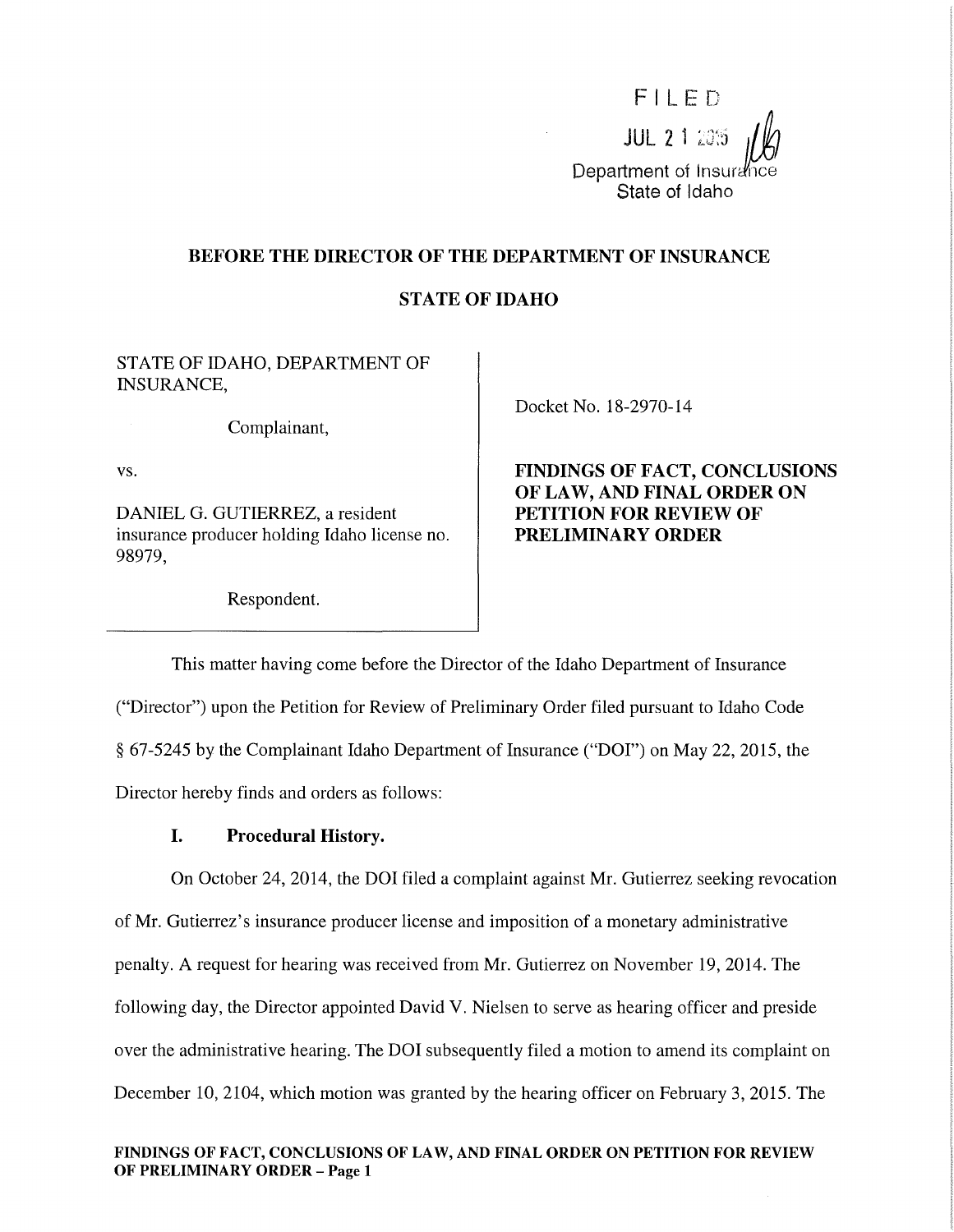FILED

JUL 21 2015

Department of Insurance
State of Idaho

**BEFORE THE DIRECTOR OF THE DEPARTMENT OF INSURANCE**

**STATE OF IDAHO**

STATE OF IDAHO, DEPARTMENT OF INSURANCE,

Complainant,

vs.

DANIEL G. GUTIERREZ, a resident insurance producer holding Idaho license no. 98979,

Respondent.

Docket No. 18-2970-14

**FINDINGS OF FACT, CONCLUSIONS OF LAW, AND FINAL ORDER ON PETITION FOR REVIEW OF PRELIMINARY ORDER**

This matter having come before the Director of the Idaho Department of Insurance ("Director") upon the Petition for Review of Preliminary Order filed pursuant to Idaho Code § 67-5245 by the Complainant Idaho Department of Insurance ("DOI") on May 22, 2015, the Director hereby finds and orders as follows:

## I. Procedural History.

On October 24, 2014, the DOI filed a complaint against Mr. Gutierrez seeking revocation of Mr. Gutierrez's insurance producer license and imposition of a monetary administrative penalty. A request for hearing was received from Mr. Gutierrez on November 19, 2014. The following day, the Director appointed David V. Nielsen to serve as hearing officer and preside over the administrative hearing. The DOI subsequently filed a motion to amend its complaint on December 10, 2104, which motion was granted by the hearing officer on February 3, 2015. The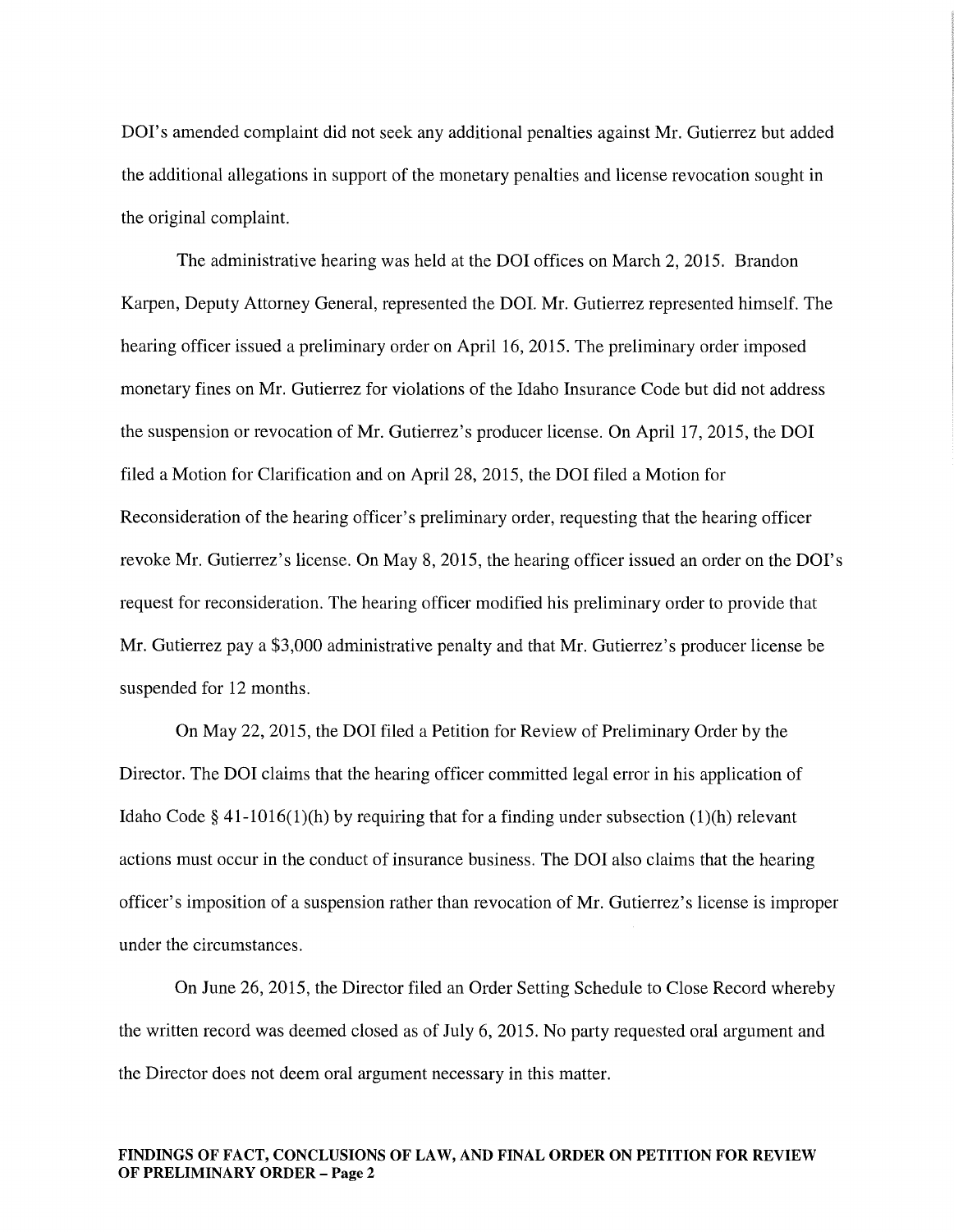DOI's amended complaint did not seek any additional penalties against Mr. Gutierrez but added the additional allegations in support of the monetary penalties and license revocation sought in the original complaint.

The administrative hearing was held at the DOI offices on March 2, 2015. Brandon Karpen, Deputy Attorney General, represented the DOI. Mr. Gutierrez represented himself. The hearing officer issued a preliminary order on April 16, 2015. The preliminary order imposed monetary fines on Mr. Gutierrez for violations of the Idaho Insurance Code but did not address the suspension or revocation of Mr. Gutierrez's producer license. On April 17, 2015, the DOI filed a Motion for Clarification and on April 28, 2015, the DOI filed a Motion for Reconsideration of the hearing officer's preliminary order, requesting that the hearing officer revoke Mr. Gutierrez's license. On May 8, 2015, the hearing officer issued an order on the DOI's request for reconsideration. The hearing officer modified his preliminary order to provide that Mr. Gutierrez pay a $3,000 administrative penalty and that Mr. Gutierrez's producer license be suspended for 12 months.

On May 22, 2015, the DOI filed a Petition for Review of Preliminary Order by the Director. The DOI claims that the hearing officer committed legal error in his application of Idaho Code § 41-1016(1)(h) by requiring that for a finding under subsection (1)(h) relevant actions must occur in the conduct of insurance business. The DOI also claims that the hearing officer's imposition of a suspension rather than revocation of Mr. Gutierrez's license is improper under the circumstances.

On June 26, 2015, the Director filed an Order Setting Schedule to Close Record whereby the written record was deemed closed as of July 6, 2015. No party requested oral argument and the Director does not deem oral argument necessary in this matter.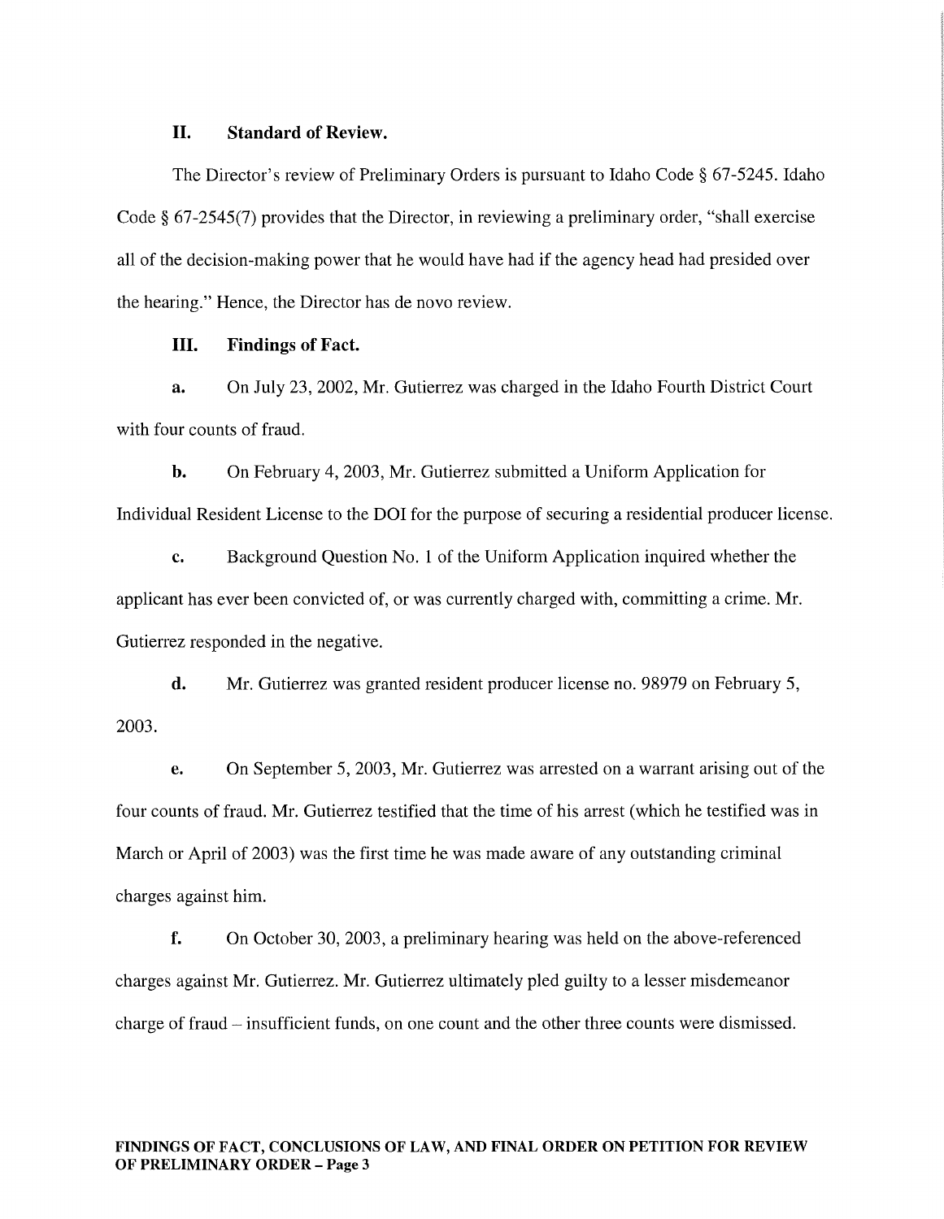## II. Standard of Review.

The Director's review of Preliminary Orders is pursuant to Idaho Code § 67-5245. Idaho Code § 67-2545(7) provides that the Director, in reviewing a preliminary order, "shall exercise all of the decision-making power that he would have had if the agency head had presided over the hearing." Hence, the Director has de novo review.

## III. Findings of Fact.

**a.** On July 23, 2002, Mr. Gutierrez was charged in the Idaho Fourth District Court with four counts of fraud.

**b.** On February 4, 2003, Mr. Gutierrez submitted a Uniform Application for Individual Resident License to the DOI for the purpose of securing a residential producer license.

**c.** Background Question No. 1 of the Uniform Application inquired whether the applicant has ever been convicted of, or was currently charged with, committing a crime. Mr. Gutierrez responded in the negative.

**d.** Mr. Gutierrez was granted resident producer license no. 98979 on February 5, 2003.

**e.** On September 5, 2003, Mr. Gutierrez was arrested on a warrant arising out of the four counts of fraud. Mr. Gutierrez testified that the time of his arrest (which he testified was in March or April of 2003) was the first time he was made aware of any outstanding criminal charges against him.

**f.** On October 30, 2003, a preliminary hearing was held on the above-referenced charges against Mr. Gutierrez. Mr. Gutierrez ultimately pled guilty to a lesser misdemeanor charge of fraud – insufficient funds, on one count and the other three counts were dismissed.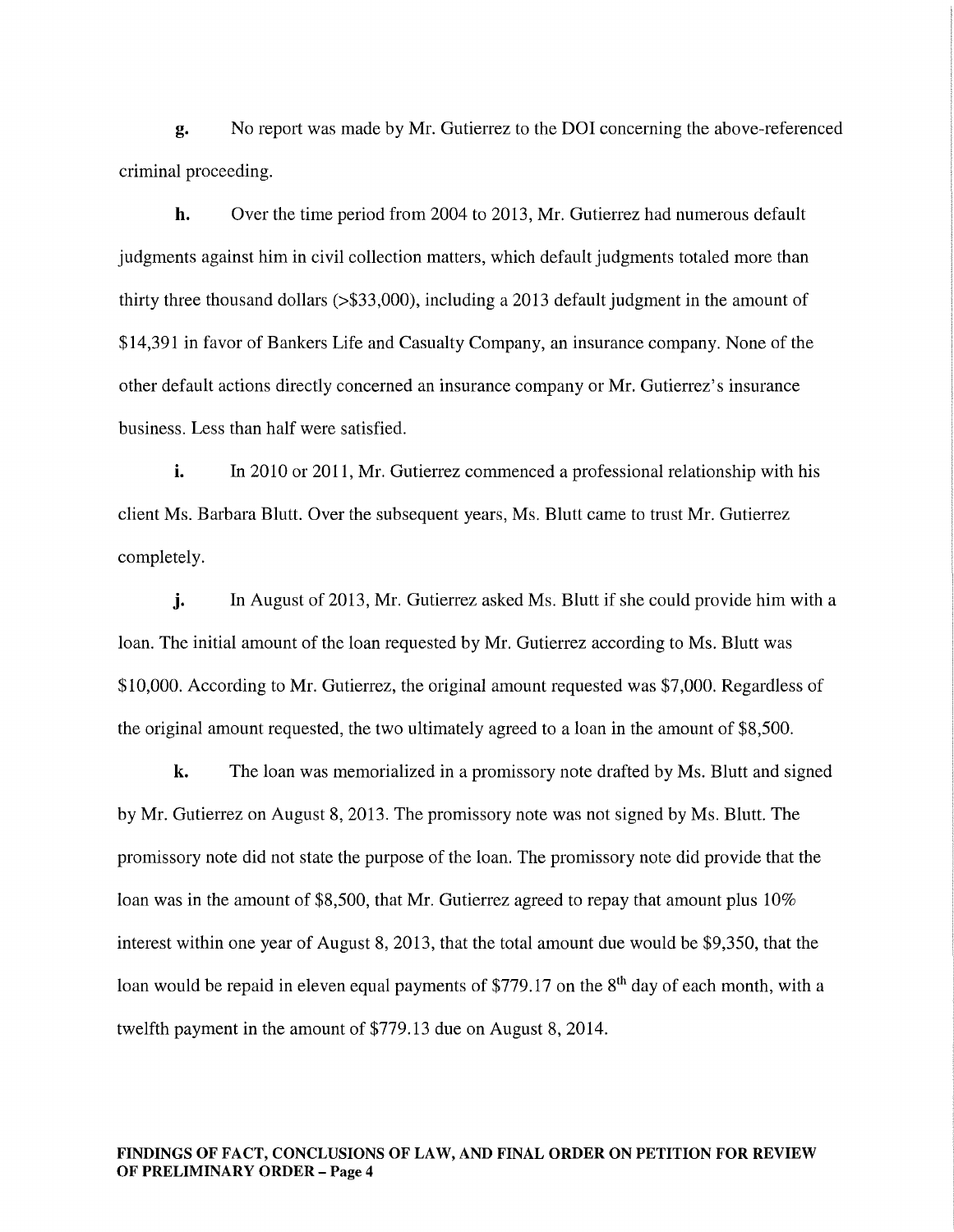**g.** No report was made by Mr. Gutierrez to the DOI concerning the above-referenced criminal proceeding.

**h.** Over the time period from 2004 to 2013, Mr. Gutierrez had numerous default judgments against him in civil collection matters, which default judgments totaled more than thirty three thousand dollars (>$33,000), including a 2013 default judgment in the amount of $14,391 in favor of Bankers Life and Casualty Company, an insurance company. None of the other default actions directly concerned an insurance company or Mr. Gutierrez's insurance business. Less than half were satisfied.

**i.** In 2010 or 2011, Mr. Gutierrez commenced a professional relationship with his client Ms. Barbara Blutt. Over the subsequent years, Ms. Blutt came to trust Mr. Gutierrez completely.

**j.** In August of 2013, Mr. Gutierrez asked Ms. Blutt if she could provide him with a loan. The initial amount of the loan requested by Mr. Gutierrez according to Ms. Blutt was $10,000. According to Mr. Gutierrez, the original amount requested was $7,000. Regardless of the original amount requested, the two ultimately agreed to a loan in the amount of $8,500.

**k.** The loan was memorialized in a promissory note drafted by Ms. Blutt and signed by Mr. Gutierrez on August 8, 2013. The promissory note was not signed by Ms. Blutt. The promissory note did not state the purpose of the loan. The promissory note did provide that the loan was in the amount of $8,500, that Mr. Gutierrez agreed to repay that amount plus 10% interest within one year of August 8, 2013, that the total amount due would be $9,350, that the loan would be repaid in eleven equal payments of $779.17 on the 8th day of each month, with a twelfth payment in the amount of $779.13 due on August 8, 2014.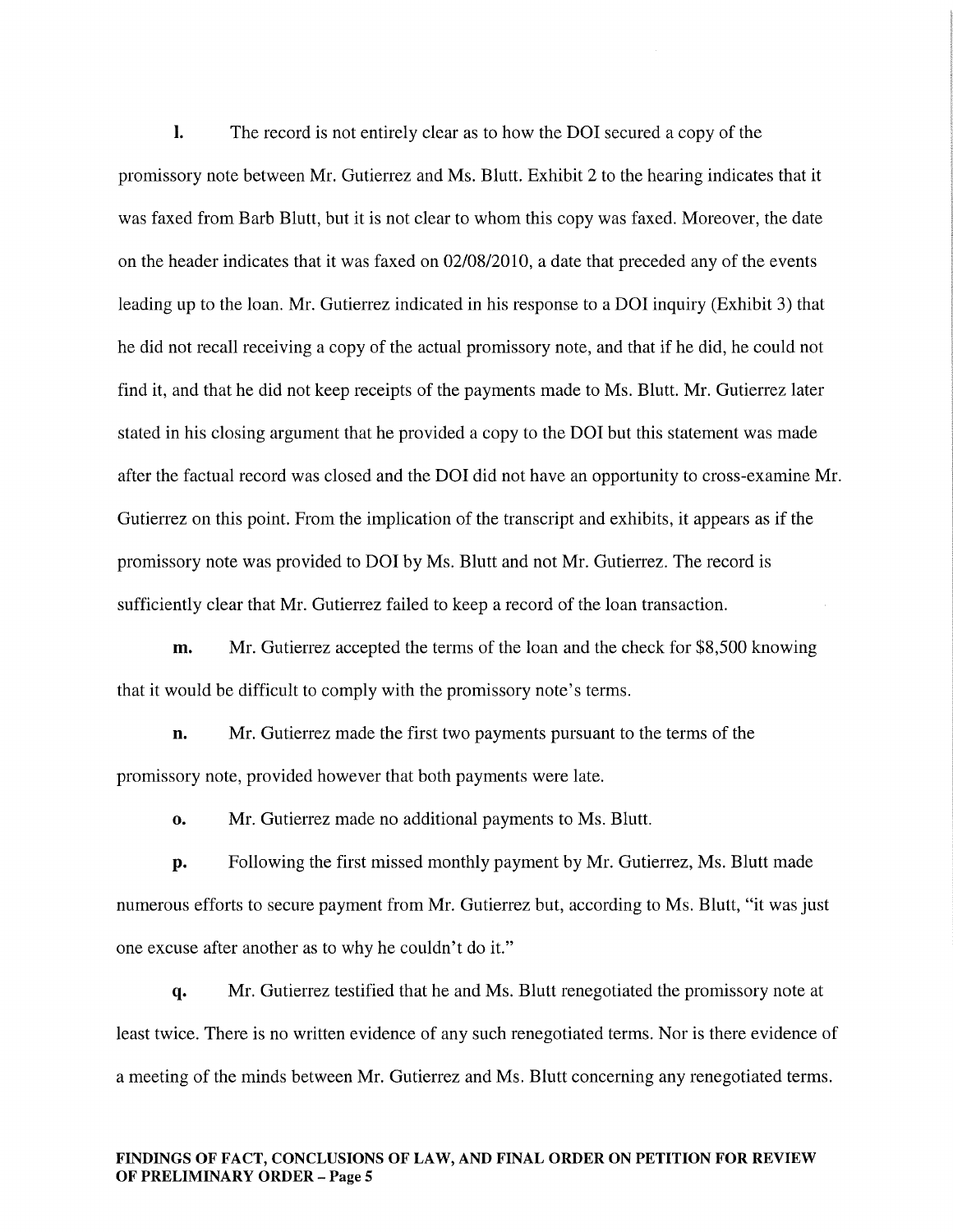**l.** The record is not entirely clear as to how the DOI secured a copy of the promissory note between Mr. Gutierrez and Ms. Blutt. Exhibit 2 to the hearing indicates that it was faxed from Barb Blutt, but it is not clear to whom this copy was faxed. Moreover, the date on the header indicates that it was faxed on 02/08/2010, a date that preceded any of the events leading up to the loan. Mr. Gutierrez indicated in his response to a DOI inquiry (Exhibit 3) that he did not recall receiving a copy of the actual promissory note, and that if he did, he could not find it, and that he did not keep receipts of the payments made to Ms. Blutt. Mr. Gutierrez later stated in his closing argument that he provided a copy to the DOI but this statement was made after the factual record was closed and the DOI did not have an opportunity to cross-examine Mr. Gutierrez on this point. From the implication of the transcript and exhibits, it appears as if the promissory note was provided to DOI by Ms. Blutt and not Mr. Gutierrez. The record is sufficiently clear that Mr. Gutierrez failed to keep a record of the loan transaction.

**m.** Mr. Gutierrez accepted the terms of the loan and the check for $8,500 knowing that it would be difficult to comply with the promissory note's terms.

**n.** Mr. Gutierrez made the first two payments pursuant to the terms of the promissory note, provided however that both payments were late.

**o.** Mr. Gutierrez made no additional payments to Ms. Blutt.

**p.** Following the first missed monthly payment by Mr. Gutierrez, Ms. Blutt made numerous efforts to secure payment from Mr. Gutierrez but, according to Ms. Blutt, "it was just one excuse after another as to why he couldn't do it."

**q.** Mr. Gutierrez testified that he and Ms. Blutt renegotiated the promissory note at least twice. There is no written evidence of any such renegotiated terms. Nor is there evidence of a meeting of the minds between Mr. Gutierrez and Ms. Blutt concerning any renegotiated terms.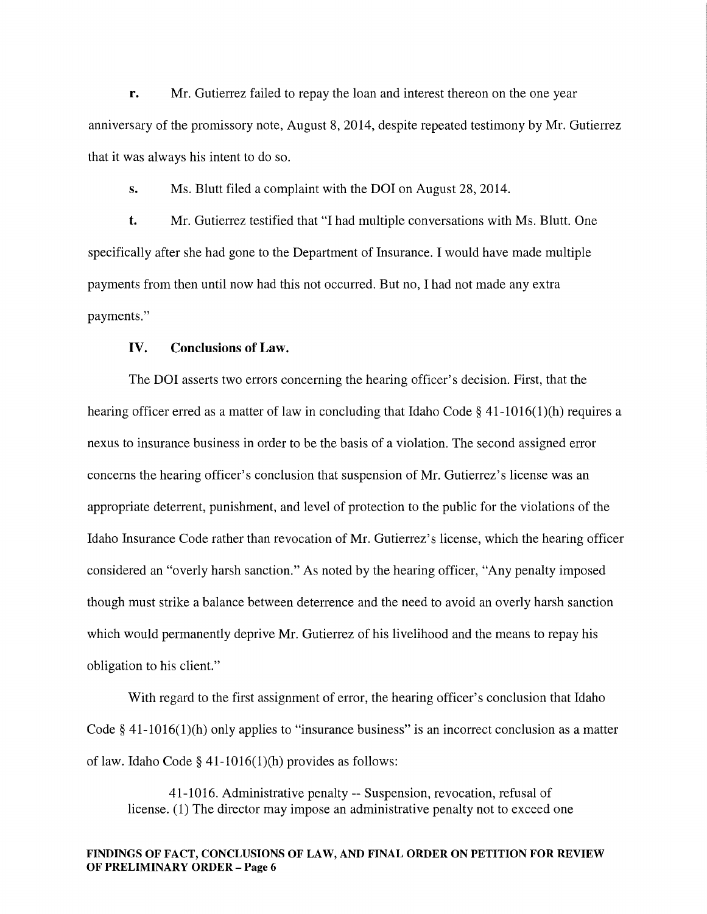**r.** Mr. Gutierrez failed to repay the loan and interest thereon on the one year anniversary of the promissory note, August 8, 2014, despite repeated testimony by Mr. Gutierrez that it was always his intent to do so.

**s.** Ms. Blutt filed a complaint with the DOI on August 28, 2014.

**t.** Mr. Gutierrez testified that "I had multiple conversations with Ms. Blutt. One specifically after she had gone to the Department of Insurance. I would have made multiple payments from then until now had this not occurred. But no, I had not made any extra payments."

## IV. Conclusions of Law.

The DOI asserts two errors concerning the hearing officer's decision. First, that the hearing officer erred as a matter of law in concluding that Idaho Code § 41-1016(1)(h) requires a nexus to insurance business in order to be the basis of a violation. The second assigned error concerns the hearing officer's conclusion that suspension of Mr. Gutierrez's license was an appropriate deterrent, punishment, and level of protection to the public for the violations of the Idaho Insurance Code rather than revocation of Mr. Gutierrez's license, which the hearing officer considered an "overly harsh sanction." As noted by the hearing officer, "Any penalty imposed though must strike a balance between deterrence and the need to avoid an overly harsh sanction which would permanently deprive Mr. Gutierrez of his livelihood and the means to repay his obligation to his client."

With regard to the first assignment of error, the hearing officer's conclusion that Idaho Code § 41-1016(1)(h) only applies to "insurance business" is an incorrect conclusion as a matter of law. Idaho Code § 41-1016(1)(h) provides as follows:

> 41-1016. Administrative penalty -- Suspension, revocation, refusal of license. (1) The director may impose an administrative penalty not to exceed one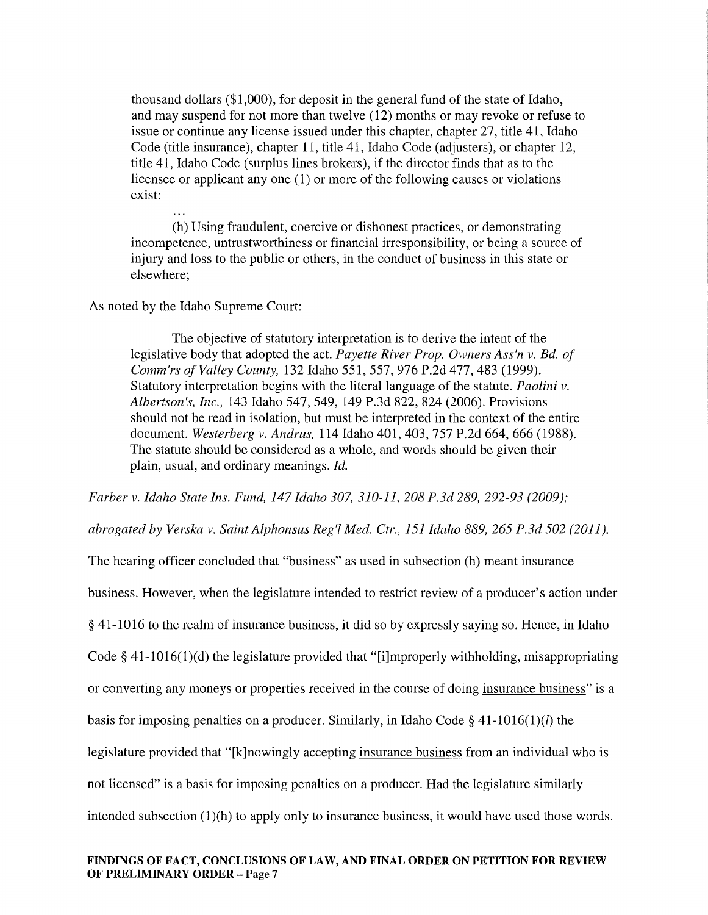> thousand dollars ($1,000), for deposit in the general fund of the state of Idaho, and may suspend for not more than twelve (12) months or may revoke or refuse to issue or continue any license issued under this chapter, chapter 27, title 41, Idaho Code (title insurance), chapter 11, title 41, Idaho Code (adjusters), or chapter 12, title 41, Idaho Code (surplus lines brokers), if the director finds that as to the licensee or applicant any one (1) or more of the following causes or violations exist:
>
> ...
>
> (h) Using fraudulent, coercive or dishonest practices, or demonstrating incompetence, untrustworthiness or financial irresponsibility, or being a source of injury and loss to the public or others, in the conduct of business in this state or elsewhere;

As noted by the Idaho Supreme Court:

> The objective of statutory interpretation is to derive the intent of the legislative body that adopted the act. *Payette River Prop. Owners Ass'n v. Bd. of Comm'rs of Valley County,* 132 Idaho 551, 557, 976 P.2d 477, 483 (1999). Statutory interpretation begins with the literal language of the statute. *Paolini v. Albertson's, Inc.,* 143 Idaho 547, 549, 149 P.3d 822, 824 (2006). Provisions should not be read in isolation, but must be interpreted in the context of the entire document. *Westerberg v. Andrus,* 114 Idaho 401, 403, 757 P.2d 664, 666 (1988). The statute should be considered as a whole, and words should be given their plain, usual, and ordinary meanings. *Id.*

*Farber v. Idaho State Ins. Fund, 147 Idaho 307, 310-11, 208 P.3d 289, 292-93 (2009); abrogated by Verska v. Saint Alphonsus Reg'l Med. Ctr., 151 Idaho 889, 265 P.3d 502 (2011).*

The hearing officer concluded that "business" as used in subsection (h) meant insurance business. However, when the legislature intended to restrict review of a producer's action under § 41-1016 to the realm of insurance business, it did so by expressly saying so. Hence, in Idaho Code § 41-1016(1)(d) the legislature provided that "[i]mproperly withholding, misappropriating or converting any moneys or properties received in the course of doing <u>insurance business</u>" is a basis for imposing penalties on a producer. Similarly, in Idaho Code § 41-1016(1)(*l*) the legislature provided that "[k]nowingly accepting <u>insurance business</u> from an individual who is not licensed" is a basis for imposing penalties on a producer. Had the legislature similarly intended subsection (1)(h) to apply only to insurance business, it would have used those words.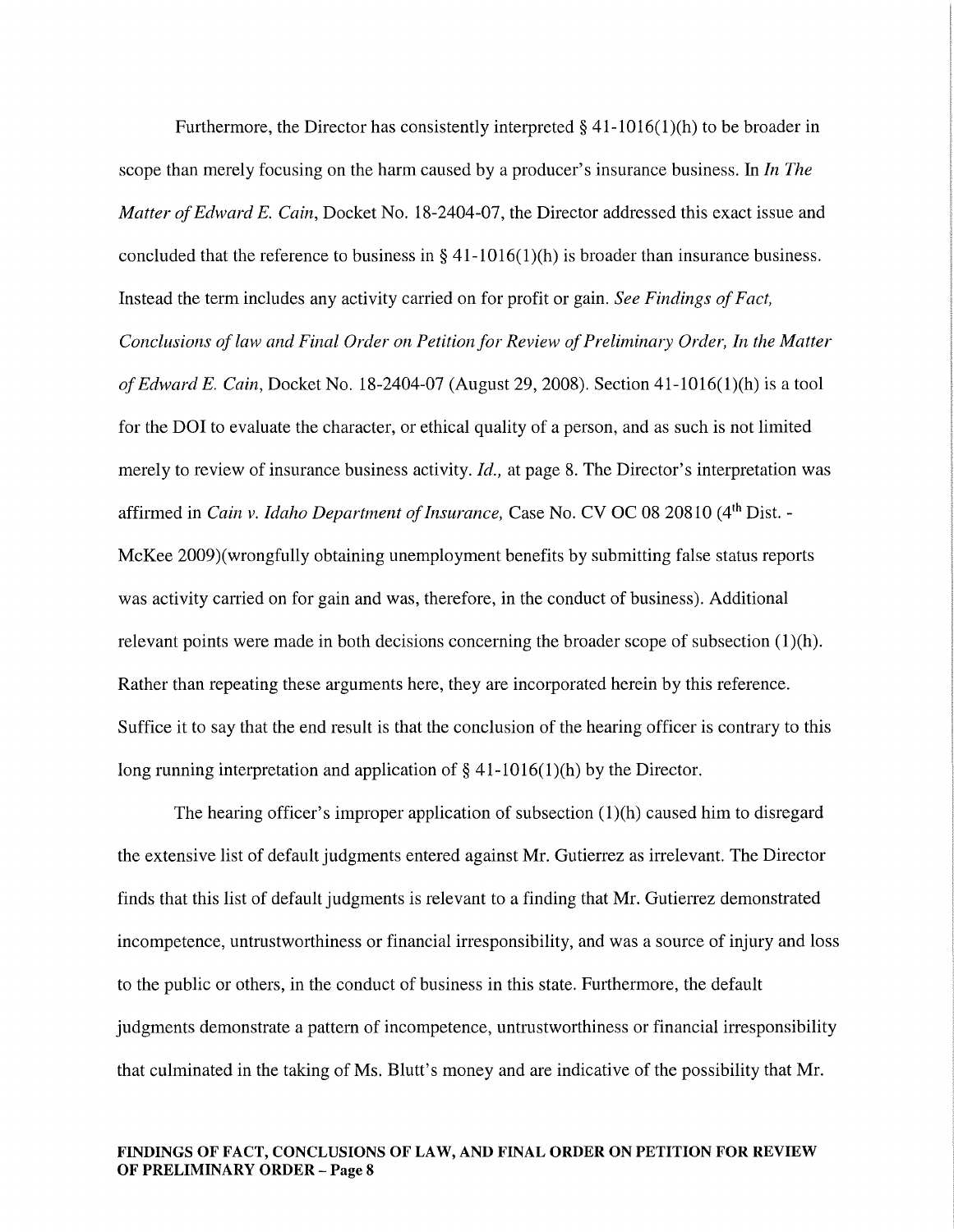Furthermore, the Director has consistently interpreted § 41-1016(1)(h) to be broader in scope than merely focusing on the harm caused by a producer's insurance business. In *In The Matter of Edward E. Cain*, Docket No. 18-2404-07, the Director addressed this exact issue and concluded that the reference to business in § 41-1016(1)(h) is broader than insurance business. Instead the term includes any activity carried on for profit or gain. *See Findings of Fact, Conclusions of law and Final Order on Petition for Review of Preliminary Order, In the Matter of Edward E. Cain*, Docket No. 18-2404-07 (August 29, 2008). Section 41-1016(1)(h) is a tool for the DOI to evaluate the character, or ethical quality of a person, and as such is not limited merely to review of insurance business activity. *Id.,* at page 8. The Director's interpretation was affirmed in *Cain v. Idaho Department of Insurance,* Case No. CV OC 08 20810 (4th Dist. - McKee 2009)(wrongfully obtaining unemployment benefits by submitting false status reports was activity carried on for gain and was, therefore, in the conduct of business). Additional relevant points were made in both decisions concerning the broader scope of subsection (1)(h). Rather than repeating these arguments here, they are incorporated herein by this reference. Suffice it to say that the end result is that the conclusion of the hearing officer is contrary to this long running interpretation and application of § 41-1016(1)(h) by the Director.

The hearing officer's improper application of subsection (1)(h) caused him to disregard the extensive list of default judgments entered against Mr. Gutierrez as irrelevant. The Director finds that this list of default judgments is relevant to a finding that Mr. Gutierrez demonstrated incompetence, untrustworthiness or financial irresponsibility, and was a source of injury and loss to the public or others, in the conduct of business in this state. Furthermore, the default judgments demonstrate a pattern of incompetence, untrustworthiness or financial irresponsibility that culminated in the taking of Ms. Blutt's money and are indicative of the possibility that Mr.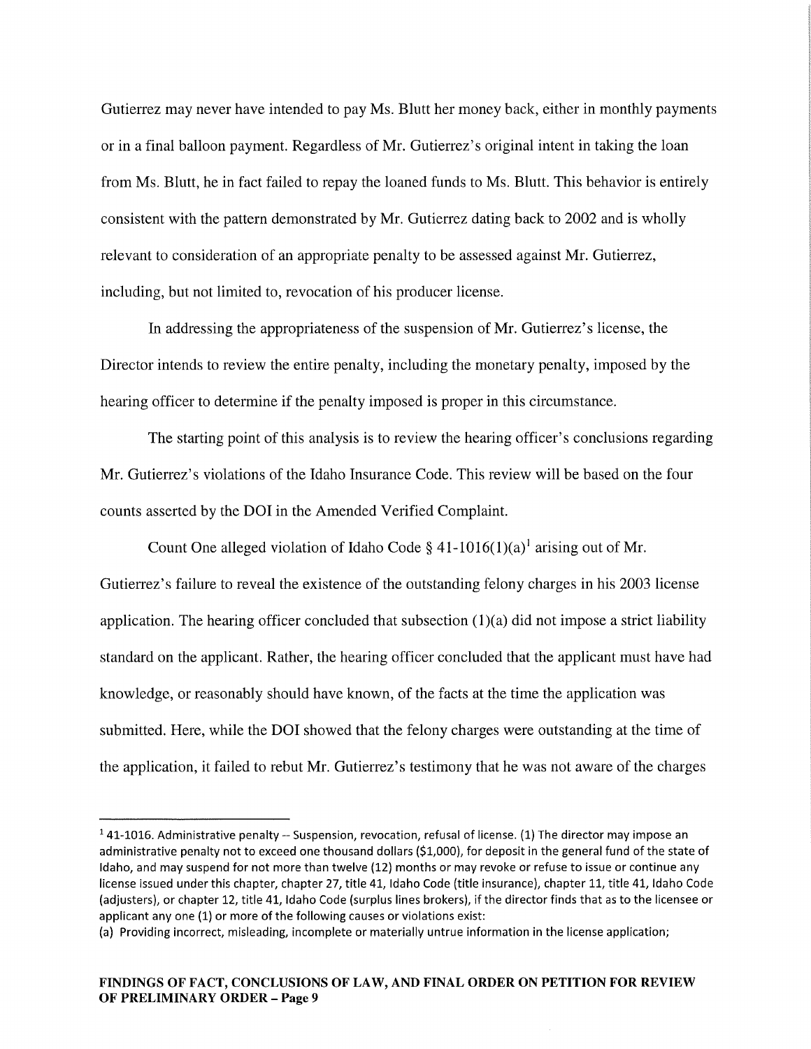Gutierrez may never have intended to pay Ms. Blutt her money back, either in monthly payments or in a final balloon payment. Regardless of Mr. Gutierrez's original intent in taking the loan from Ms. Blutt, he in fact failed to repay the loaned funds to Ms. Blutt. This behavior is entirely consistent with the pattern demonstrated by Mr. Gutierrez dating back to 2002 and is wholly relevant to consideration of an appropriate penalty to be assessed against Mr. Gutierrez, including, but not limited to, revocation of his producer license.

In addressing the appropriateness of the suspension of Mr. Gutierrez's license, the Director intends to review the entire penalty, including the monetary penalty, imposed by the hearing officer to determine if the penalty imposed is proper in this circumstance.

The starting point of this analysis is to review the hearing officer's conclusions regarding Mr. Gutierrez's violations of the Idaho Insurance Code. This review will be based on the four counts asserted by the DOI in the Amended Verified Complaint.

Count One alleged violation of Idaho Code § 41-1016(1)(a)[1] arising out of Mr. Gutierrez's failure to reveal the existence of the outstanding felony charges in his 2003 license application. The hearing officer concluded that subsection (1)(a) did not impose a strict liability standard on the applicant. Rather, the hearing officer concluded that the applicant must have had knowledge, or reasonably should have known, of the facts at the time the application was submitted. Here, while the DOI showed that the felony charges were outstanding at the time of the application, it failed to rebut Mr. Gutierrez's testimony that he was not aware of the charges

---

[1] 41-1016. Administrative penalty -- Suspension, revocation, refusal of license. (1) The director may impose an administrative penalty not to exceed one thousand dollars ($1,000), for deposit in the general fund of the state of Idaho, and may suspend for not more than twelve (12) months or may revoke or refuse to issue or continue any license issued under this chapter, chapter 27, title 41, Idaho Code (title insurance), chapter 11, title 41, Idaho Code (adjusters), or chapter 12, title 41, Idaho Code (surplus lines brokers), if the director finds that as to the licensee or applicant any one (1) or more of the following causes or violations exist:
(a) Providing incorrect, misleading, incomplete or materially untrue information in the license application;

**FINDINGS OF FACT, CONCLUSIONS OF LAW, AND FINAL ORDER ON PETITION FOR REVIEW OF PRELIMINARY ORDER – Page 9**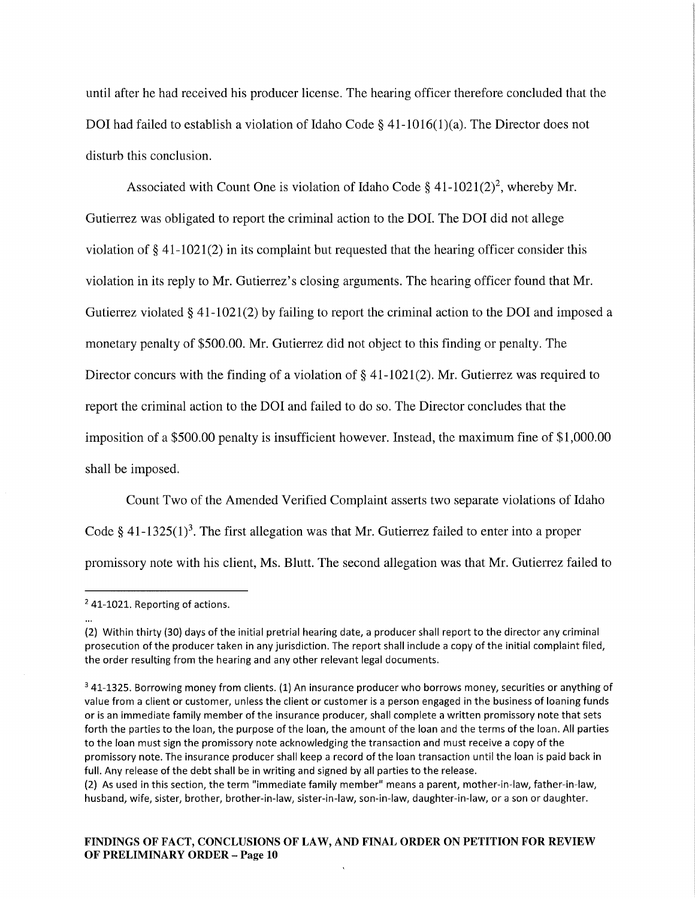until after he had received his producer license. The hearing officer therefore concluded that the DOI had failed to establish a violation of Idaho Code § 41-1016(1)(a). The Director does not disturb this conclusion.

Associated with Count One is violation of Idaho Code § 41-1021(2)[2], whereby Mr. Gutierrez was obligated to report the criminal action to the DOI. The DOI did not allege violation of § 41-1021(2) in its complaint but requested that the hearing officer consider this violation in its reply to Mr. Gutierrez's closing arguments. The hearing officer found that Mr. Gutierrez violated § 41-1021(2) by failing to report the criminal action to the DOI and imposed a monetary penalty of $500.00. Mr. Gutierrez did not object to this finding or penalty. The Director concurs with the finding of a violation of § 41-1021(2). Mr. Gutierrez was required to report the criminal action to the DOI and failed to do so. The Director concludes that the imposition of a $500.00 penalty is insufficient however. Instead, the maximum fine of $1,000.00 shall be imposed.

Count Two of the Amended Verified Complaint asserts two separate violations of Idaho Code § 41-1325(1)[3]. The first allegation was that Mr. Gutierrez failed to enter into a proper promissory note with his client, Ms. Blutt. The second allegation was that Mr. Gutierrez failed to

---

[2] 41-1021. Reporting of actions.

...

(2) Within thirty (30) days of the initial pretrial hearing date, a producer shall report to the director any criminal prosecution of the producer taken in any jurisdiction. The report shall include a copy of the initial complaint filed, the order resulting from the hearing and any other relevant legal documents.

[3] 41-1325. Borrowing money from clients. (1) An insurance producer who borrows money, securities or anything of value from a client or customer, unless the client or customer is a person engaged in the business of loaning funds or is an immediate family member of the insurance producer, shall complete a written promissory note that sets forth the parties to the loan, the purpose of the loan, the amount of the loan and the terms of the loan. All parties to the loan must sign the promissory note acknowledging the transaction and must receive a copy of the promissory note. The insurance producer shall keep a record of the loan transaction until the loan is paid back in full. Any release of the debt shall be in writing and signed by all parties to the release.
(2) As used in this section, the term "immediate family member" means a parent, mother-in-law, father-in-law, husband, wife, sister, brother, brother-in-law, sister-in-law, son-in-law, daughter-in-law, or a son or daughter.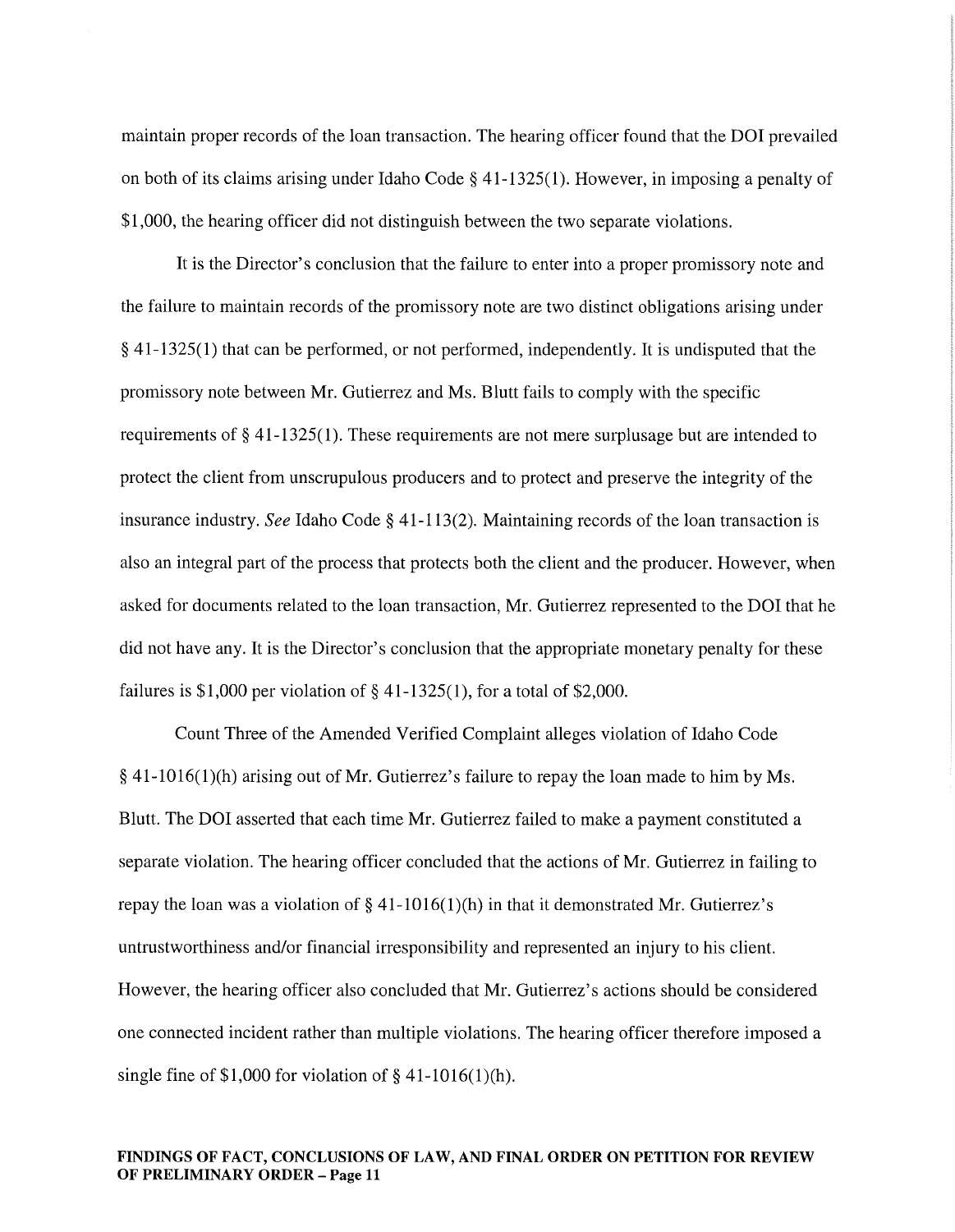maintain proper records of the loan transaction. The hearing officer found that the DOI prevailed on both of its claims arising under Idaho Code § 41-1325(1). However, in imposing a penalty of $1,000, the hearing officer did not distinguish between the two separate violations.

It is the Director's conclusion that the failure to enter into a proper promissory note and the failure to maintain records of the promissory note are two distinct obligations arising under § 41-1325(1) that can be performed, or not performed, independently. It is undisputed that the promissory note between Mr. Gutierrez and Ms. Blutt fails to comply with the specific requirements of § 41-1325(1). These requirements are not mere surplusage but are intended to protect the client from unscrupulous producers and to protect and preserve the integrity of the insurance industry. *See* Idaho Code § 41-113(2). Maintaining records of the loan transaction is also an integral part of the process that protects both the client and the producer. However, when asked for documents related to the loan transaction, Mr. Gutierrez represented to the DOI that he did not have any. It is the Director's conclusion that the appropriate monetary penalty for these failures is $1,000 per violation of § 41-1325(1), for a total of $2,000.

Count Three of the Amended Verified Complaint alleges violation of Idaho Code § 41-1016(1)(h) arising out of Mr. Gutierrez's failure to repay the loan made to him by Ms. Blutt. The DOI asserted that each time Mr. Gutierrez failed to make a payment constituted a separate violation. The hearing officer concluded that the actions of Mr. Gutierrez in failing to repay the loan was a violation of § 41-1016(1)(h) in that it demonstrated Mr. Gutierrez's untrustworthiness and/or financial irresponsibility and represented an injury to his client. However, the hearing officer also concluded that Mr. Gutierrez's actions should be considered one connected incident rather than multiple violations. The hearing officer therefore imposed a single fine of $1,000 for violation of § 41-1016(1)(h).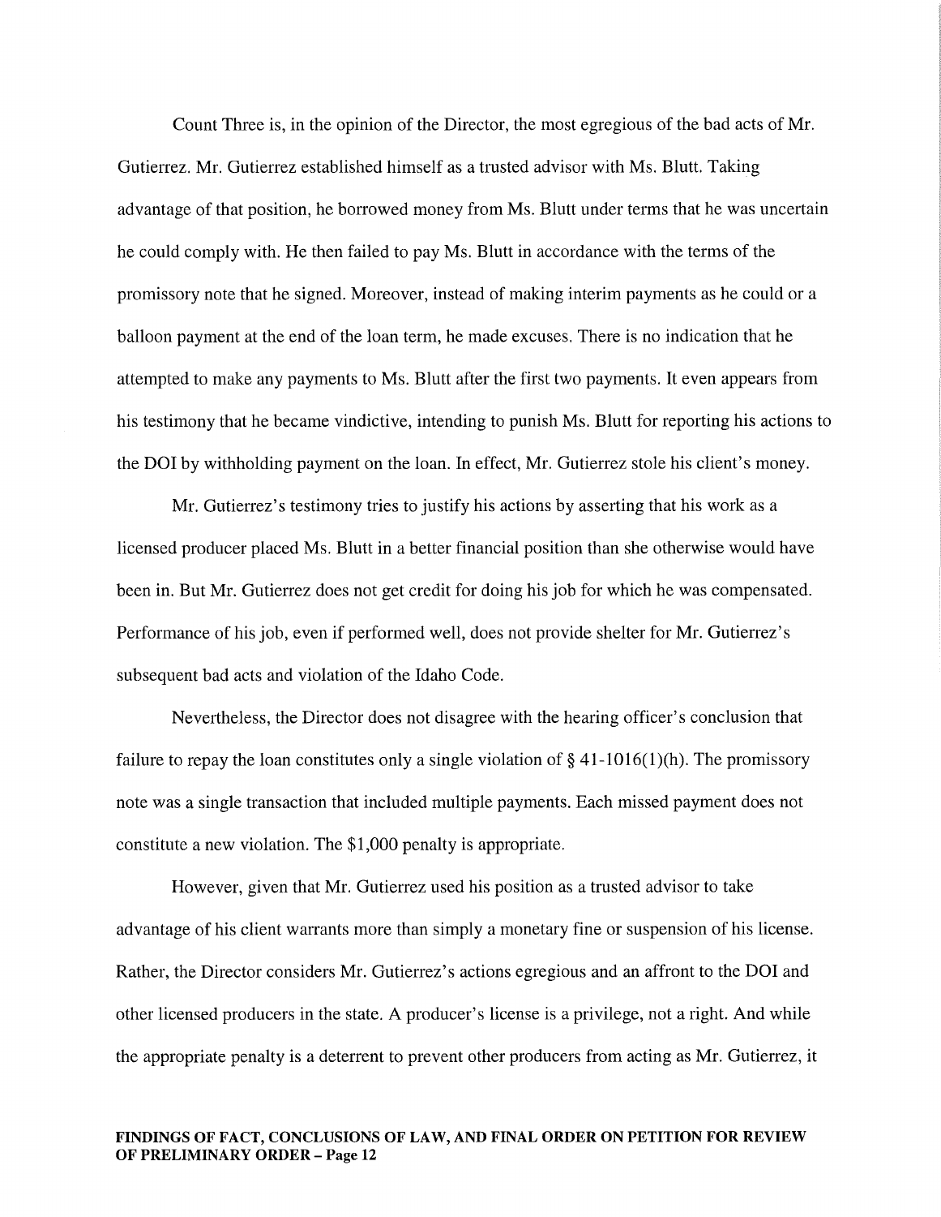Count Three is, in the opinion of the Director, the most egregious of the bad acts of Mr. Gutierrez. Mr. Gutierrez established himself as a trusted advisor with Ms. Blutt. Taking advantage of that position, he borrowed money from Ms. Blutt under terms that he was uncertain he could comply with. He then failed to pay Ms. Blutt in accordance with the terms of the promissory note that he signed. Moreover, instead of making interim payments as he could or a balloon payment at the end of the loan term, he made excuses. There is no indication that he attempted to make any payments to Ms. Blutt after the first two payments. It even appears from his testimony that he became vindictive, intending to punish Ms. Blutt for reporting his actions to the DOI by withholding payment on the loan. In effect, Mr. Gutierrez stole his client's money.

Mr. Gutierrez's testimony tries to justify his actions by asserting that his work as a licensed producer placed Ms. Blutt in a better financial position than she otherwise would have been in. But Mr. Gutierrez does not get credit for doing his job for which he was compensated. Performance of his job, even if performed well, does not provide shelter for Mr. Gutierrez's subsequent bad acts and violation of the Idaho Code.

Nevertheless, the Director does not disagree with the hearing officer's conclusion that failure to repay the loan constitutes only a single violation of § 41-1016(1)(h). The promissory note was a single transaction that included multiple payments. Each missed payment does not constitute a new violation. The $1,000 penalty is appropriate.

However, given that Mr. Gutierrez used his position as a trusted advisor to take advantage of his client warrants more than simply a monetary fine or suspension of his license. Rather, the Director considers Mr. Gutierrez's actions egregious and an affront to the DOI and other licensed producers in the state. A producer's license is a privilege, not a right. And while the appropriate penalty is a deterrent to prevent other producers from acting as Mr. Gutierrez, it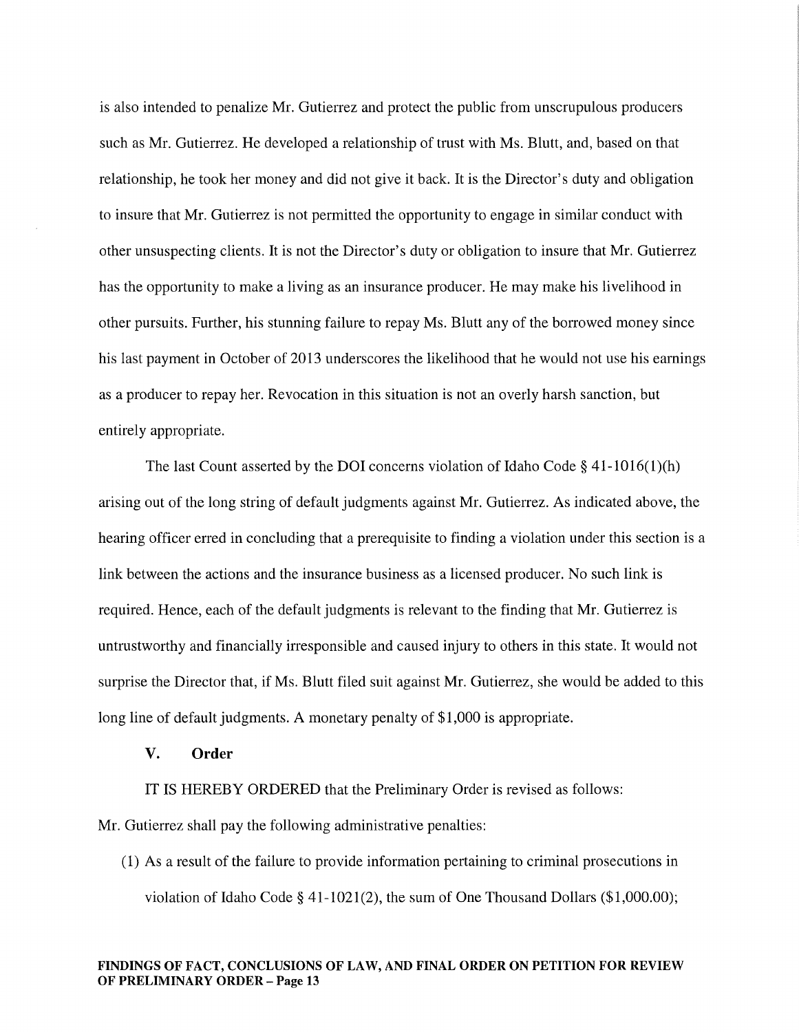is also intended to penalize Mr. Gutierrez and protect the public from unscrupulous producers such as Mr. Gutierrez. He developed a relationship of trust with Ms. Blutt, and, based on that relationship, he took her money and did not give it back. It is the Director's duty and obligation to insure that Mr. Gutierrez is not permitted the opportunity to engage in similar conduct with other unsuspecting clients. It is not the Director's duty or obligation to insure that Mr. Gutierrez has the opportunity to make a living as an insurance producer. He may make his livelihood in other pursuits. Further, his stunning failure to repay Ms. Blutt any of the borrowed money since his last payment in October of 2013 underscores the likelihood that he would not use his earnings as a producer to repay her. Revocation in this situation is not an overly harsh sanction, but entirely appropriate.

The last Count asserted by the DOI concerns violation of Idaho Code § 41-1016(1)(h) arising out of the long string of default judgments against Mr. Gutierrez. As indicated above, the hearing officer erred in concluding that a prerequisite to finding a violation under this section is a link between the actions and the insurance business as a licensed producer. No such link is required. Hence, each of the default judgments is relevant to the finding that Mr. Gutierrez is untrustworthy and financially irresponsible and caused injury to others in this state. It would not surprise the Director that, if Ms. Blutt filed suit against Mr. Gutierrez, she would be added to this long line of default judgments. A monetary penalty of $1,000 is appropriate.

## V. Order

IT IS HEREBY ORDERED that the Preliminary Order is revised as follows:

Mr. Gutierrez shall pay the following administrative penalties:

(1) As a result of the failure to provide information pertaining to criminal prosecutions in violation of Idaho Code § 41-1021(2), the sum of One Thousand Dollars ($1,000.00);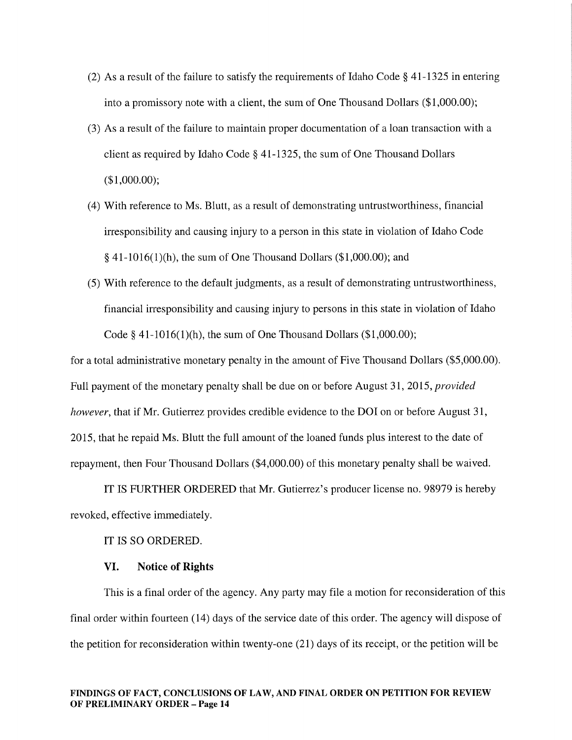(2) As a result of the failure to satisfy the requirements of Idaho Code § 41-1325 in entering into a promissory note with a client, the sum of One Thousand Dollars ($1,000.00);

(3) As a result of the failure to maintain proper documentation of a loan transaction with a client as required by Idaho Code § 41-1325, the sum of One Thousand Dollars ($1,000.00);

(4) With reference to Ms. Blutt, as a result of demonstrating untrustworthiness, financial irresponsibility and causing injury to a person in this state in violation of Idaho Code § 41-1016(1)(h), the sum of One Thousand Dollars ($1,000.00); and

(5) With reference to the default judgments, as a result of demonstrating untrustworthiness, financial irresponsibility and causing injury to persons in this state in violation of Idaho Code § 41-1016(1)(h), the sum of One Thousand Dollars ($1,000.00);

for a total administrative monetary penalty in the amount of Five Thousand Dollars ($5,000.00). Full payment of the monetary penalty shall be due on or before August 31, 2015, *provided however*, that if Mr. Gutierrez provides credible evidence to the DOI on or before August 31, 2015, that he repaid Ms. Blutt the full amount of the loaned funds plus interest to the date of repayment, then Four Thousand Dollars ($4,000.00) of this monetary penalty shall be waived.

IT IS FURTHER ORDERED that Mr. Gutierrez's producer license no. 98979 is hereby revoked, effective immediately.

IT IS SO ORDERED.

## VI. Notice of Rights

This is a final order of the agency. Any party may file a motion for reconsideration of this final order within fourteen (14) days of the service date of this order. The agency will dispose of the petition for reconsideration within twenty-one (21) days of its receipt, or the petition will be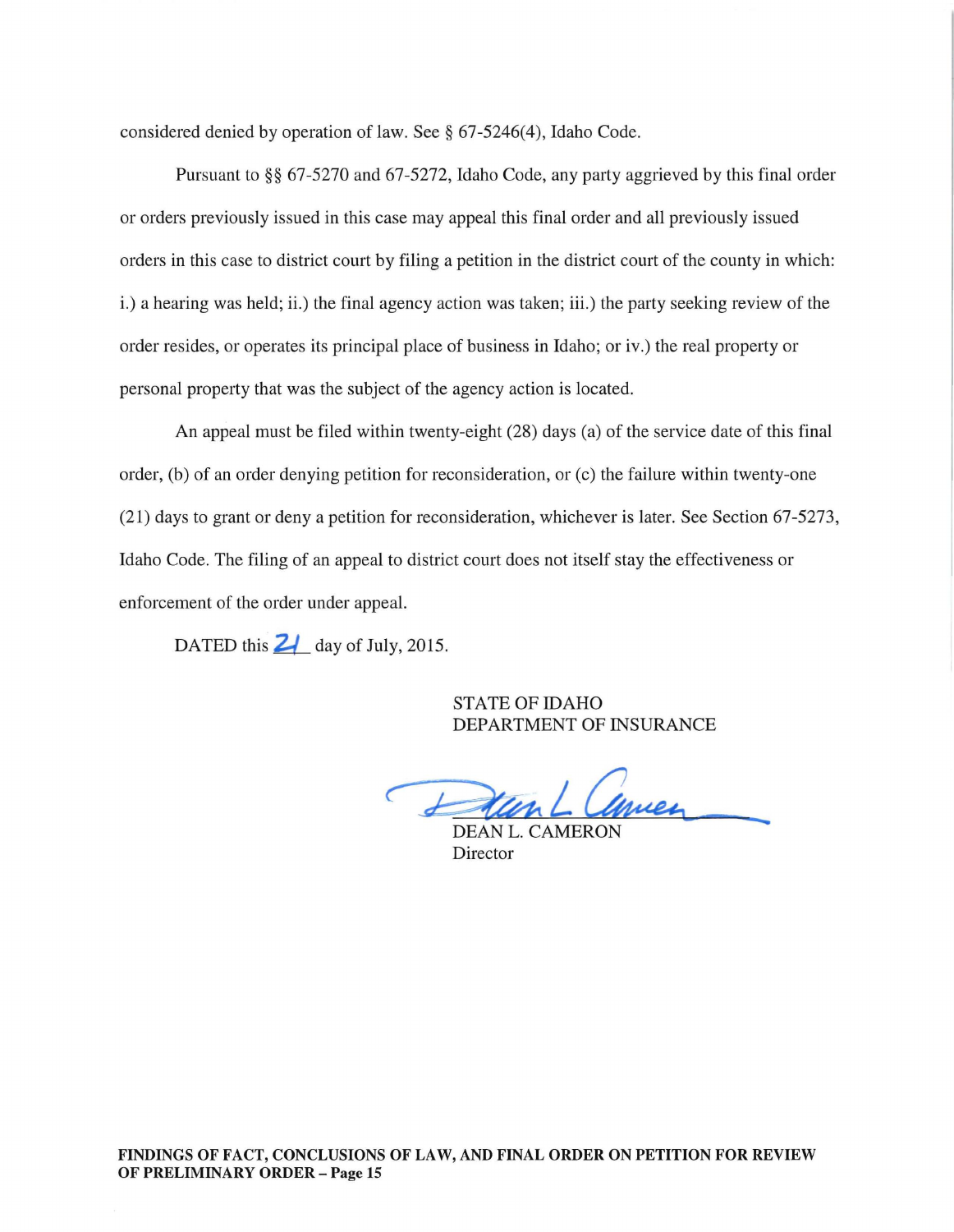considered denied by operation of law. See § 67-5246(4), Idaho Code.

Pursuant to §§ 67-5270 and 67-5272, Idaho Code, any party aggrieved by this final order or orders previously issued in this case may appeal this final order and all previously issued orders in this case to district court by filing a petition in the district court of the county in which: i.) a hearing was held; ii.) the final agency action was taken; iii.) the party seeking review of the order resides, or operates its principal place of business in Idaho; or iv.) the real property or personal property that was the subject of the agency action is located.

An appeal must be filed within twenty-eight (28) days (a) of the service date of this final order, (b) of an order denying petition for reconsideration, or (c) the failure within twenty-one (21) days to grant or deny a petition for reconsideration, whichever is later. See Section 67-5273, Idaho Code. The filing of an appeal to district court does not itself stay the effectiveness or enforcement of the order under appeal.

DATED this 21 day of July, 2015.

STATE OF IDAHO
DEPARTMENT OF INSURANCE

DEAN L. CAMERON
Director

**FINDINGS OF FACT, CONCLUSIONS OF LAW, AND FINAL ORDER ON PETITION FOR REVIEW OF PRELIMINARY ORDER – Page 15**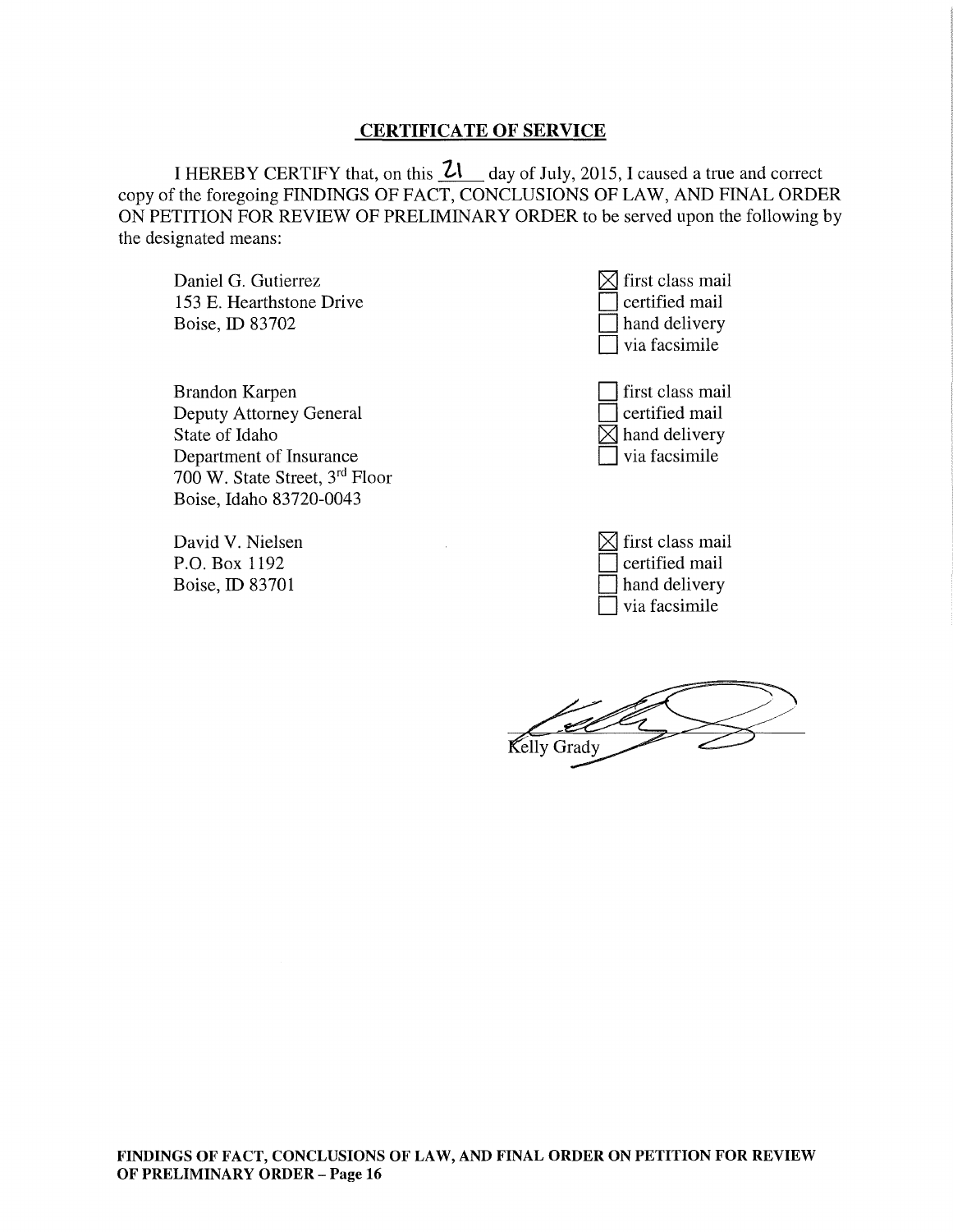## CERTIFICATE OF SERVICE

I HEREBY CERTIFY that, on this 21 day of July, 2015, I caused a true and correct copy of the foregoing FINDINGS OF FACT, CONCLUSIONS OF LAW, AND FINAL ORDER ON PETITION FOR REVIEW OF PRELIMINARY ORDER to be served upon the following by the designated means:

Daniel G. Gutierrez
153 E. Hearthstone Drive
Boise, ID 83702

- [x] first class mail
- [ ] certified mail
- [ ] hand delivery
- [ ] via facsimile

Brandon Karpen
Deputy Attorney General
State of Idaho
Department of Insurance
700 W. State Street, 3rd Floor
Boise, Idaho 83720-0043

- [ ] first class mail
- [ ] certified mail
- [x] hand delivery
- [ ] via facsimile

David V. Nielsen
P.O. Box 1192
Boise, ID 83701

- [x] first class mail
- [ ] certified mail
- [ ] hand delivery
- [ ] via facsimile

Kelly Grady

**FINDINGS OF FACT, CONCLUSIONS OF LAW, AND FINAL ORDER ON PETITION FOR REVIEW OF PRELIMINARY ORDER – Page 16**